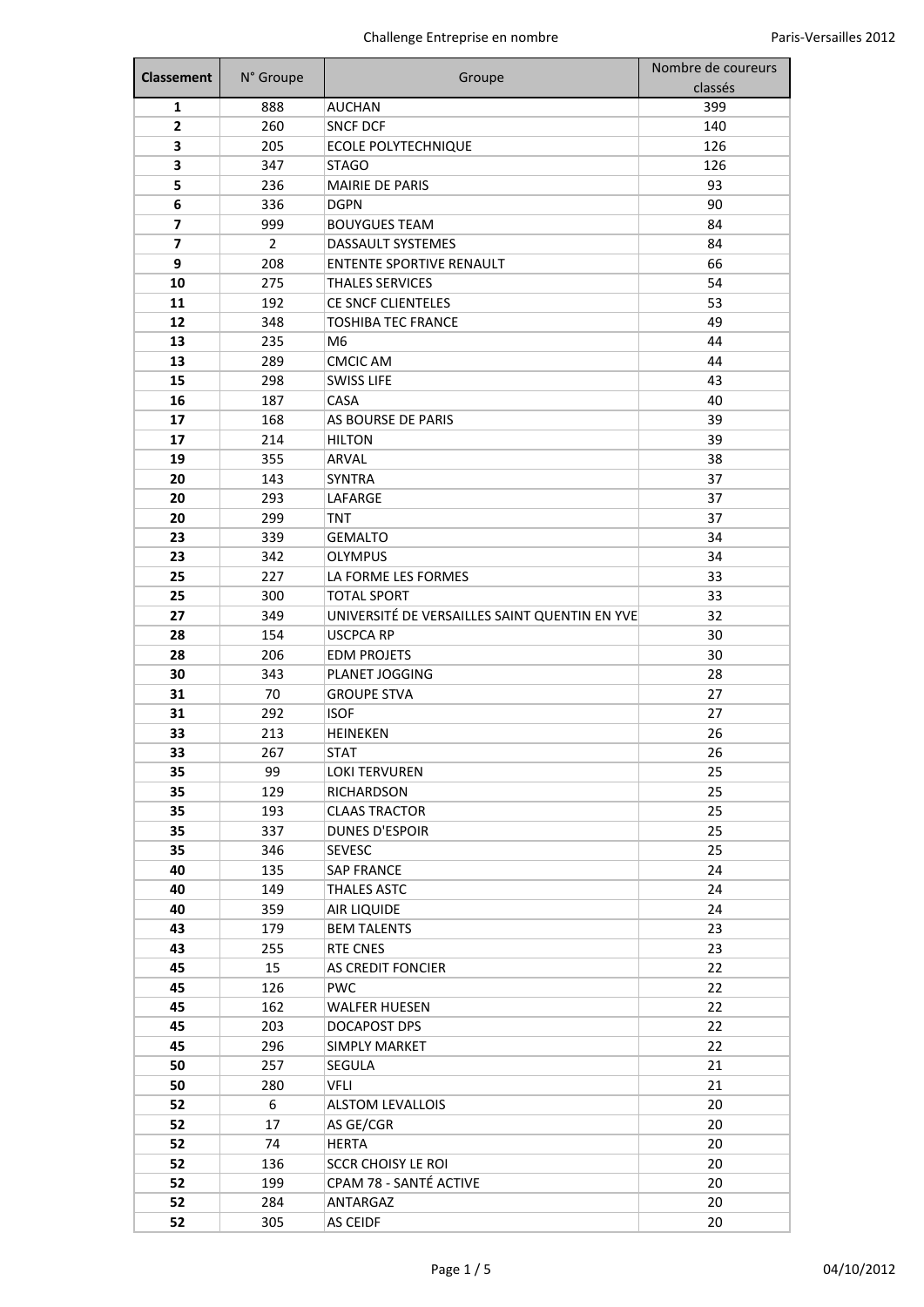| Classement | N° Groupe | Groupe | Nombre de coureurs classés |
|---|---|---|---|
| **1** | 888 | AUCHAN | 399 |
| **2** | 260 | SNCF DCF | 140 |
| **3** | 205 | ECOLE POLYTECHNIQUE | 126 |
| **3** | 347 | STAGO | 126 |
| **5** | 236 | MAIRIE DE PARIS | 93 |
| **6** | 336 | DGPN | 90 |
| **7** | 999 | BOUYGUES TEAM | 84 |
| **7** | 2 | DASSAULT SYSTEMES | 84 |
| **9** | 208 | ENTENTE SPORTIVE RENAULT | 66 |
| **10** | 275 | THALES SERVICES | 54 |
| **11** | 192 | CE SNCF CLIENTELES | 53 |
| **12** | 348 | TOSHIBA TEC FRANCE | 49 |
| **13** | 235 | M6 | 44 |
| **13** | 289 | CMCIC AM | 44 |
| **15** | 298 | SWISS LIFE | 43 |
| **16** | 187 | CASA | 40 |
| **17** | 168 | AS BOURSE DE PARIS | 39 |
| **17** | 214 | HILTON | 39 |
| **19** | 355 | ARVAL | 38 |
| **20** | 143 | SYNTRA | 37 |
| **20** | 293 | LAFARGE | 37 |
| **20** | 299 | TNT | 37 |
| **23** | 339 | GEMALTO | 34 |
| **23** | 342 | OLYMPUS | 34 |
| **25** | 227 | LA FORME LES FORMES | 33 |
| **25** | 300 | TOTAL SPORT | 33 |
| **27** | 349 | UNIVERSITÉ DE VERSAILLES SAINT QUENTIN EN YVE | 32 |
| **28** | 154 | USCPCA RP | 30 |
| **28** | 206 | EDM PROJETS | 30 |
| **30** | 343 | PLANET JOGGING | 28 |
| **31** | 70 | GROUPE STVA | 27 |
| **31** | 292 | ISOF | 27 |
| **33** | 213 | HEINEKEN | 26 |
| **33** | 267 | STAT | 26 |
| **35** | 99 | LOKI TERVUREN | 25 |
| **35** | 129 | RICHARDSON | 25 |
| **35** | 193 | CLAAS TRACTOR | 25 |
| **35** | 337 | DUNES D'ESPOIR | 25 |
| **35** | 346 | SEVESC | 25 |
| **40** | 135 | SAP FRANCE | 24 |
| **40** | 149 | THALES ASTC | 24 |
| **40** | 359 | AIR LIQUIDE | 24 |
| **43** | 179 | BEM TALENTS | 23 |
| **43** | 255 | RTE CNES | 23 |
| **45** | 15 | AS CREDIT FONCIER | 22 |
| **45** | 126 | PWC | 22 |
| **45** | 162 | WALFER HUESEN | 22 |
| **45** | 203 | DOCAPOST DPS | 22 |
| **45** | 296 | SIMPLY MARKET | 22 |
| **50** | 257 | SEGULA | 21 |
| **50** | 280 | VFLI | 21 |
| **52** | 6 | ALSTOM LEVALLOIS | 20 |
| **52** | 17 | AS GE/CGR | 20 |
| **52** | 74 | HERTA | 20 |
| **52** | 136 | SCCR CHOISY LE ROI | 20 |
| **52** | 199 | CPAM 78 - SANTÉ ACTIVE | 20 |
| **52** | 284 | ANTARGAZ | 20 |
| **52** | 305 | AS CEIDF | 20 |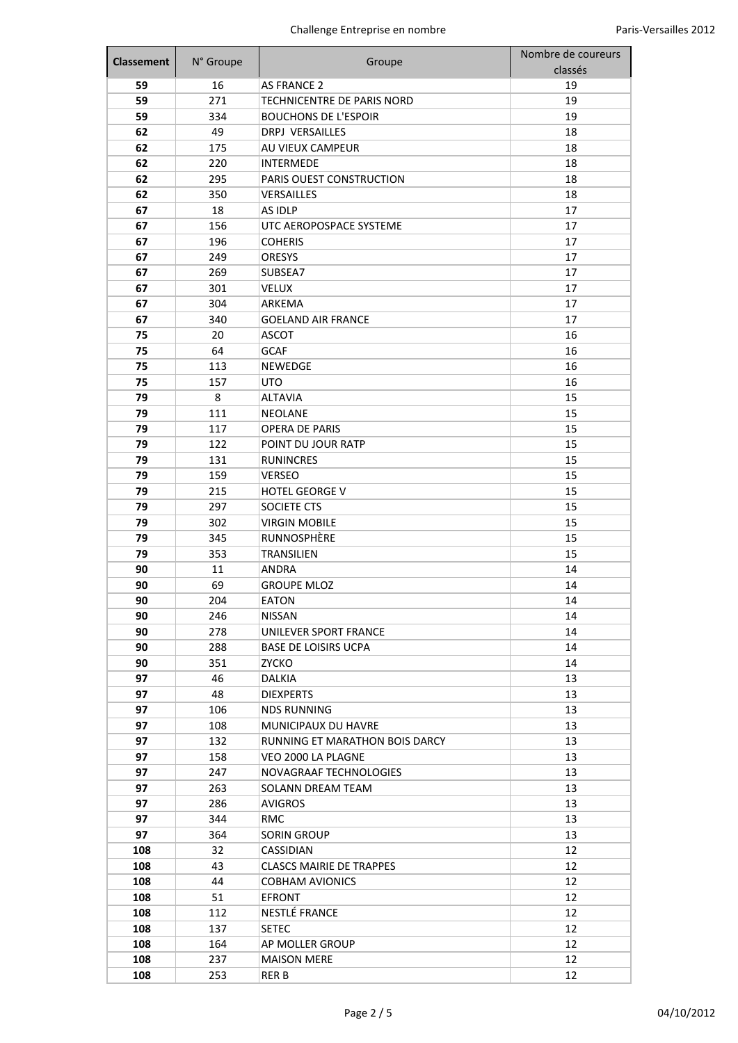| Classement | N° Groupe | Groupe | Nombre de coureurs classés |
|---|---|---|---|
| 59 | 16 | AS FRANCE 2 | 19 |
| 59 | 271 | TECHNICENTRE DE PARIS NORD | 19 |
| 59 | 334 | BOUCHONS DE L'ESPOIR | 19 |
| 62 | 49 | DRPJ VERSAILLES | 18 |
| 62 | 175 | AU VIEUX CAMPEUR | 18 |
| 62 | 220 | INTERMEDE | 18 |
| 62 | 295 | PARIS OUEST CONSTRUCTION | 18 |
| 62 | 350 | VERSAILLES | 18 |
| 67 | 18 | AS IDLP | 17 |
| 67 | 156 | UTC AEROPOSPACE SYSTEME | 17 |
| 67 | 196 | COHERIS | 17 |
| 67 | 249 | ORESYS | 17 |
| 67 | 269 | SUBSEA7 | 17 |
| 67 | 301 | VELUX | 17 |
| 67 | 304 | ARKEMA | 17 |
| 67 | 340 | GOELAND AIR FRANCE | 17 |
| 75 | 20 | ASCOT | 16 |
| 75 | 64 | GCAF | 16 |
| 75 | 113 | NEWEDGE | 16 |
| 75 | 157 | UTO | 16 |
| 79 | 8 | ALTAVIA | 15 |
| 79 | 111 | NEOLANE | 15 |
| 79 | 117 | OPERA DE PARIS | 15 |
| 79 | 122 | POINT DU JOUR RATP | 15 |
| 79 | 131 | RUNINCRES | 15 |
| 79 | 159 | VERSEO | 15 |
| 79 | 215 | HOTEL GEORGE V | 15 |
| 79 | 297 | SOCIETE CTS | 15 |
| 79 | 302 | VIRGIN MOBILE | 15 |
| 79 | 345 | RUNNOSPHÈRE | 15 |
| 79 | 353 | TRANSILIEN | 15 |
| 90 | 11 | ANDRA | 14 |
| 90 | 69 | GROUPE MLOZ | 14 |
| 90 | 204 | EATON | 14 |
| 90 | 246 | NISSAN | 14 |
| 90 | 278 | UNILEVER SPORT FRANCE | 14 |
| 90 | 288 | BASE DE LOISIRS UCPA | 14 |
| 90 | 351 | ZYCKO | 14 |
| 97 | 46 | DALKIA | 13 |
| 97 | 48 | DIEXPERTS | 13 |
| 97 | 106 | NDS RUNNING | 13 |
| 97 | 108 | MUNICIPAUX DU HAVRE | 13 |
| 97 | 132 | RUNNING ET MARATHON BOIS DARCY | 13 |
| 97 | 158 | VEO 2000 LA PLAGNE | 13 |
| 97 | 247 | NOVAGRAAF TECHNOLOGIES | 13 |
| 97 | 263 | SOLANN DREAM TEAM | 13 |
| 97 | 286 | AVIGROS | 13 |
| 97 | 344 | RMC | 13 |
| 97 | 364 | SORIN GROUP | 13 |
| 108 | 32 | CASSIDIAN | 12 |
| 108 | 43 | CLASCS MAIRIE DE TRAPPES | 12 |
| 108 | 44 | COBHAM AVIONICS | 12 |
| 108 | 51 | EFRONT | 12 |
| 108 | 112 | NESTLÉ FRANCE | 12 |
| 108 | 137 | SETEC | 12 |
| 108 | 164 | AP MOLLER GROUP | 12 |
| 108 | 237 | MAISON MERE | 12 |
| 108 | 253 | RER B | 12 |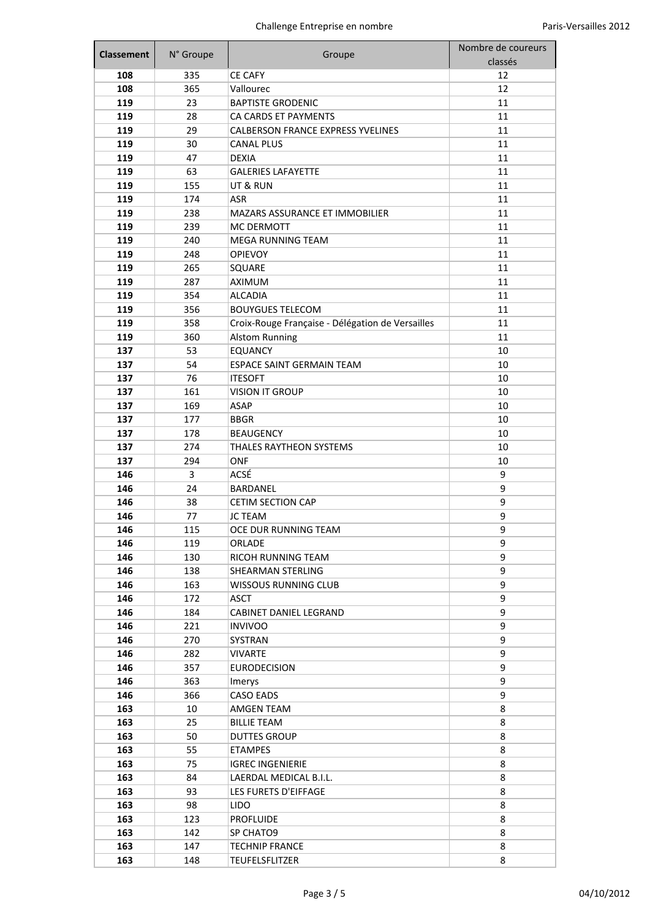| Classement | N° Groupe | Groupe | Nombre de coureurs classés |
|---|---|---|---|
| **108** | 335 | CE CAFY | 12 |
| **108** | 365 | Vallourec | 12 |
| **119** | 23 | BAPTISTE GRODENIC | 11 |
| **119** | 28 | CA CARDS ET PAYMENTS | 11 |
| **119** | 29 | CALBERSON FRANCE EXPRESS YVELINES | 11 |
| **119** | 30 | CANAL PLUS | 11 |
| **119** | 47 | DEXIA | 11 |
| **119** | 63 | GALERIES LAFAYETTE | 11 |
| **119** | 155 | UT & RUN | 11 |
| **119** | 174 | ASR | 11 |
| **119** | 238 | MAZARS ASSURANCE ET IMMOBILIER | 11 |
| **119** | 239 | MC DERMOTT | 11 |
| **119** | 240 | MEGA RUNNING TEAM | 11 |
| **119** | 248 | OPIEVOY | 11 |
| **119** | 265 | SQUARE | 11 |
| **119** | 287 | AXIMUM | 11 |
| **119** | 354 | ALCADIA | 11 |
| **119** | 356 | BOUYGUES TELECOM | 11 |
| **119** | 358 | Croix-Rouge Française - Délégation de Versailles | 11 |
| **119** | 360 | Alstom Running | 11 |
| **137** | 53 | EQUANCY | 10 |
| **137** | 54 | ESPACE SAINT GERMAIN TEAM | 10 |
| **137** | 76 | ITESOFT | 10 |
| **137** | 161 | VISION IT GROUP | 10 |
| **137** | 169 | ASAP | 10 |
| **137** | 177 | BBGR | 10 |
| **137** | 178 | BEAUGENCY | 10 |
| **137** | 274 | THALES RAYTHEON SYSTEMS | 10 |
| **137** | 294 | ONF | 10 |
| **146** | 3 | ACSÉ | 9 |
| **146** | 24 | BARDANEL | 9 |
| **146** | 38 | CETIM SECTION CAP | 9 |
| **146** | 77 | JC TEAM | 9 |
| **146** | 115 | OCE DUR RUNNING TEAM | 9 |
| **146** | 119 | ORLADE | 9 |
| **146** | 130 | RICOH RUNNING TEAM | 9 |
| **146** | 138 | SHEARMAN STERLING | 9 |
| **146** | 163 | WISSOUS RUNNING CLUB | 9 |
| **146** | 172 | ASCT | 9 |
| **146** | 184 | CABINET DANIEL LEGRAND | 9 |
| **146** | 221 | INVIVOO | 9 |
| **146** | 270 | SYSTRAN | 9 |
| **146** | 282 | VIVARTE | 9 |
| **146** | 357 | EURODECISION | 9 |
| **146** | 363 | Imerys | 9 |
| **146** | 366 | CASO EADS | 9 |
| **163** | 10 | AMGEN TEAM | 8 |
| **163** | 25 | BILLIE TEAM | 8 |
| **163** | 50 | DUTTES GROUP | 8 |
| **163** | 55 | ETAMPES | 8 |
| **163** | 75 | IGREC INGENIERIE | 8 |
| **163** | 84 | LAERDAL MEDICAL B.I.L. | 8 |
| **163** | 93 | LES FURETS D'EIFFAGE | 8 |
| **163** | 98 | LIDO | 8 |
| **163** | 123 | PROFLUIDE | 8 |
| **163** | 142 | SP CHATO9 | 8 |
| **163** | 147 | TECHNIP FRANCE | 8 |
| **163** | 148 | TEUFELSFLITZER | 8 |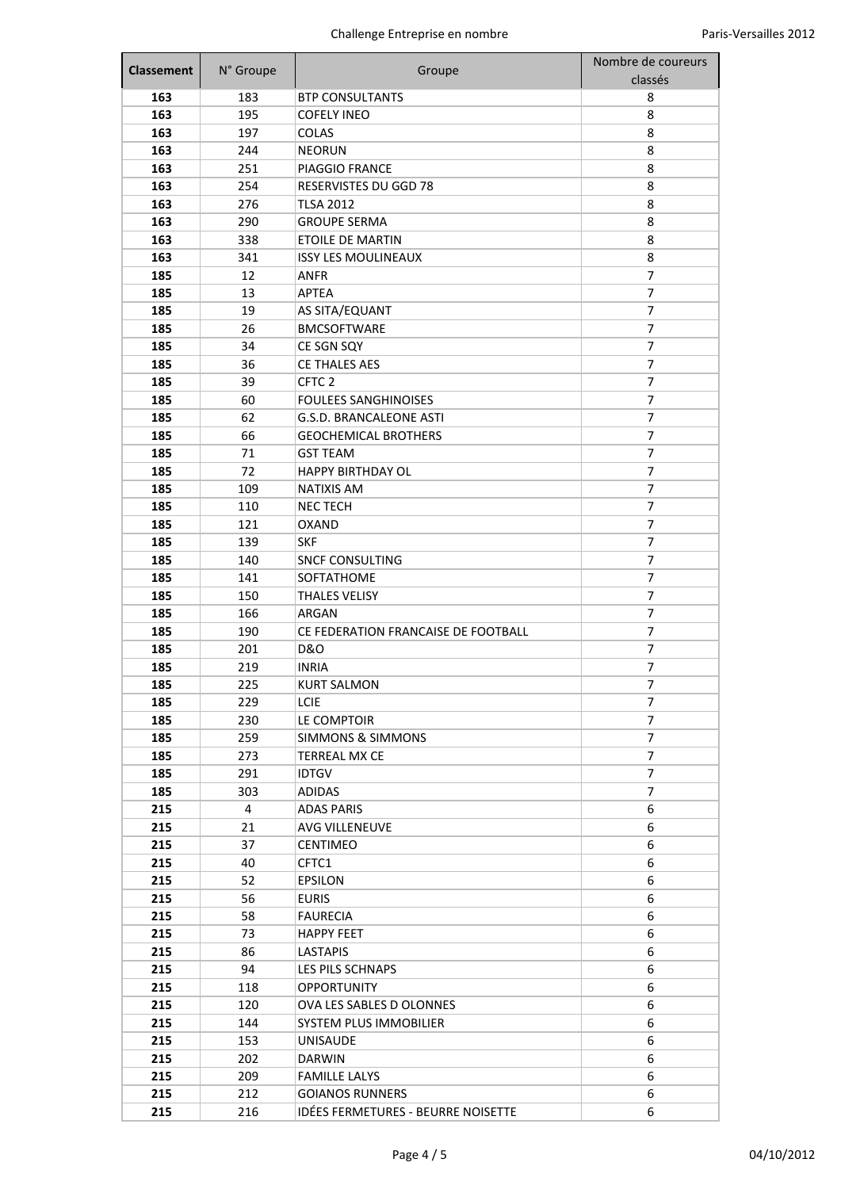| Classement | N° Groupe | Groupe | Nombre de coureurs classés |
|---|---|---|---|
| **163** | 183 | BTP CONSULTANTS | 8 |
| **163** | 195 | COFELY INEO | 8 |
| **163** | 197 | COLAS | 8 |
| **163** | 244 | NEORUN | 8 |
| **163** | 251 | PIAGGIO FRANCE | 8 |
| **163** | 254 | RESERVISTES DU GGD 78 | 8 |
| **163** | 276 | TLSA 2012 | 8 |
| **163** | 290 | GROUPE SERMA | 8 |
| **163** | 338 | ETOILE DE MARTIN | 8 |
| **163** | 341 | ISSY LES MOULINEAUX | 8 |
| **185** | 12 | ANFR | 7 |
| **185** | 13 | APTEA | 7 |
| **185** | 19 | AS SITA/EQUANT | 7 |
| **185** | 26 | BMCSOFTWARE | 7 |
| **185** | 34 | CE SGN SQY | 7 |
| **185** | 36 | CE THALES AES | 7 |
| **185** | 39 | CFTC 2 | 7 |
| **185** | 60 | FOULEES SANGHINOISES | 7 |
| **185** | 62 | G.S.D. BRANCALEONE ASTI | 7 |
| **185** | 66 | GEOCHEMICAL BROTHERS | 7 |
| **185** | 71 | GST TEAM | 7 |
| **185** | 72 | HAPPY BIRTHDAY OL | 7 |
| **185** | 109 | NATIXIS AM | 7 |
| **185** | 110 | NEC TECH | 7 |
| **185** | 121 | OXAND | 7 |
| **185** | 139 | SKF | 7 |
| **185** | 140 | SNCF CONSULTING | 7 |
| **185** | 141 | SOFTATHOME | 7 |
| **185** | 150 | THALES VELISY | 7 |
| **185** | 166 | ARGAN | 7 |
| **185** | 190 | CE FEDERATION FRANCAISE DE FOOTBALL | 7 |
| **185** | 201 | D&O | 7 |
| **185** | 219 | INRIA | 7 |
| **185** | 225 | KURT SALMON | 7 |
| **185** | 229 | LCIE | 7 |
| **185** | 230 | LE COMPTOIR | 7 |
| **185** | 259 | SIMMONS & SIMMONS | 7 |
| **185** | 273 | TERREAL MX CE | 7 |
| **185** | 291 | IDTGV | 7 |
| **185** | 303 | ADIDAS | 7 |
| **215** | 4 | ADAS PARIS | 6 |
| **215** | 21 | AVG VILLENEUVE | 6 |
| **215** | 37 | CENTIMEO | 6 |
| **215** | 40 | CFTC1 | 6 |
| **215** | 52 | EPSILON | 6 |
| **215** | 56 | EURIS | 6 |
| **215** | 58 | FAURECIA | 6 |
| **215** | 73 | HAPPY FEET | 6 |
| **215** | 86 | LASTAPIS | 6 |
| **215** | 94 | LES PILS SCHNAPS | 6 |
| **215** | 118 | OPPORTUNITY | 6 |
| **215** | 120 | OVA LES SABLES D OLONNES | 6 |
| **215** | 144 | SYSTEM PLUS IMMOBILIER | 6 |
| **215** | 153 | UNISAUDE | 6 |
| **215** | 202 | DARWIN | 6 |
| **215** | 209 | FAMILLE LALYS | 6 |
| **215** | 212 | GOIANOS RUNNERS | 6 |
| **215** | 216 | IDÉES FERMETURES - BEURRE NOISETTE | 6 |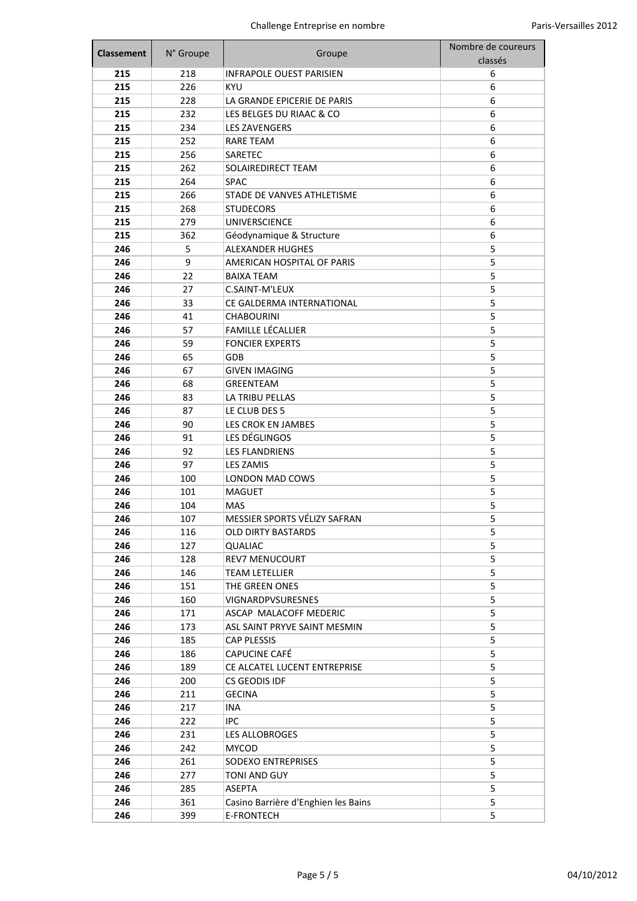| Classement | N° Groupe | Groupe | Nombre de coureurs classés |
|---|---|---|---|
| **215** | 218 | INFRAPOLE OUEST PARISIEN | 6 |
| **215** | 226 | KYU | 6 |
| **215** | 228 | LA GRANDE EPICERIE DE PARIS | 6 |
| **215** | 232 | LES BELGES DU RIAAC & CO | 6 |
| **215** | 234 | LES ZAVENGERS | 6 |
| **215** | 252 | RARE TEAM | 6 |
| **215** | 256 | SARETEC | 6 |
| **215** | 262 | SOLAIREDIRECT TEAM | 6 |
| **215** | 264 | SPAC | 6 |
| **215** | 266 | STADE DE VANVES ATHLETISME | 6 |
| **215** | 268 | STUDECORS | 6 |
| **215** | 279 | UNIVERSCIENCE | 6 |
| **215** | 362 | Géodynamique & Structure | 6 |
| **246** | 5 | ALEXANDER HUGHES | 5 |
| **246** | 9 | AMERICAN HOSPITAL OF PARIS | 5 |
| **246** | 22 | BAIXA TEAM | 5 |
| **246** | 27 | C.SAINT-M'LEUX | 5 |
| **246** | 33 | CE GALDERMA INTERNATIONAL | 5 |
| **246** | 41 | CHABOURINI | 5 |
| **246** | 57 | FAMILLE LÉCALLIER | 5 |
| **246** | 59 | FONCIER EXPERTS | 5 |
| **246** | 65 | GDB | 5 |
| **246** | 67 | GIVEN IMAGING | 5 |
| **246** | 68 | GREENTEAM | 5 |
| **246** | 83 | LA TRIBU PELLAS | 5 |
| **246** | 87 | LE CLUB DES 5 | 5 |
| **246** | 90 | LES CROK EN JAMBES | 5 |
| **246** | 91 | LES DÉGLINGOS | 5 |
| **246** | 92 | LES FLANDRIENS | 5 |
| **246** | 97 | LES ZAMIS | 5 |
| **246** | 100 | LONDON MAD COWS | 5 |
| **246** | 101 | MAGUET | 5 |
| **246** | 104 | MAS | 5 |
| **246** | 107 | MESSIER SPORTS VÉLIZY SAFRAN | 5 |
| **246** | 116 | OLD DIRTY BASTARDS | 5 |
| **246** | 127 | QUALIAC | 5 |
| **246** | 128 | REV7 MENUCOURT | 5 |
| **246** | 146 | TEAM LETELLIER | 5 |
| **246** | 151 | THE GREEN ONES | 5 |
| **246** | 160 | VIGNARDPVSURESNES | 5 |
| **246** | 171 | ASCAP MALACOFF MEDERIC | 5 |
| **246** | 173 | ASL SAINT PRYVE SAINT MESMIN | 5 |
| **246** | 185 | CAP PLESSIS | 5 |
| **246** | 186 | CAPUCINE CAFÉ | 5 |
| **246** | 189 | CE ALCATEL LUCENT ENTREPRISE | 5 |
| **246** | 200 | CS GEODIS IDF | 5 |
| **246** | 211 | GECINA | 5 |
| **246** | 217 | INA | 5 |
| **246** | 222 | IPC | 5 |
| **246** | 231 | LES ALLOBROGES | 5 |
| **246** | 242 | MYCOD | 5 |
| **246** | 261 | SODEXO ENTREPRISES | 5 |
| **246** | 277 | TONI AND GUY | 5 |
| **246** | 285 | ASEPTA | 5 |
| **246** | 361 | Casino Barrière d'Enghien les Bains | 5 |
| **246** | 399 | E-FRONTECH | 5 |